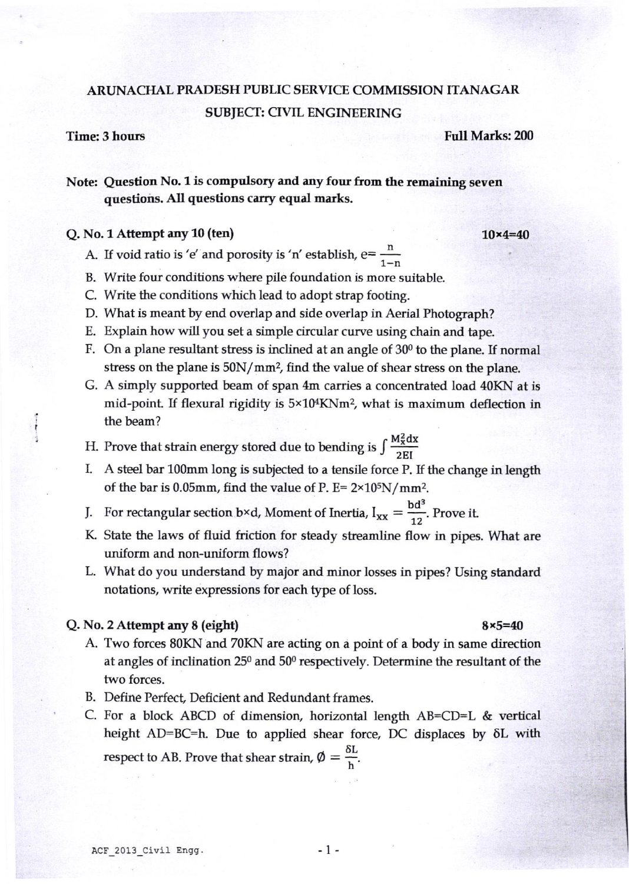# ARUNACHAL PRADESH PUBLIC SERVICE COMMISSION ITANAGAR

## SUBJECT: CIVIL ENGINEERING

**Time: 3 hours** **Full Marks: 200**

**Note: Question No. 1 is compulsory and any four from the remaining seven questions. All questions carry equal marks.**

### Q. No. 1 Attempt any 10 (ten) $10 \times 4 = 40$

A. If void ratio is 'e' and porosity is 'n' establish, $e = \frac{n}{1-n}$

B. Write four conditions where pile foundation is more suitable.

C. Write the conditions which lead to adopt strap footing.

D. What is meant by end overlap and side overlap in Aerial Photograph?

E. Explain how will you set a simple circular curve using chain and tape.

F. On a plane resultant stress is inclined at an angle of $30^0$ to the plane. If normal stress on the plane is $50 N/mm^2$, find the value of shear stress on the plane.

G. A simply supported beam of span 4m carries a concentrated load 40KN at is mid-point. If flexural rigidity is $5 \times 10^4 KNm^2$, what is maximum deflection in the beam?

H. Prove that strain energy stored due to bending is $\int \frac{M_x^2 dx}{2EI}$

I. A steel bar 100mm long is subjected to a tensile force P. If the change in length of the bar is 0.05mm, find the value of P. $E = 2 \times 10^5 N/mm^2$.

J. For rectangular section b×d, Moment of Inertia, $I_{xx} = \frac{bd^3}{12}$. Prove it.

K. State the laws of fluid friction for steady streamline flow in pipes. What are uniform and non-uniform flows?

L. What do you understand by major and minor losses in pipes? Using standard notations, write expressions for each type of loss.

### Q. No. 2 Attempt any 8 (eight) $8 \times 5 = 40$

A. Two forces 80KN and 70KN are acting on a point of a body in same direction at angles of inclination $25^0$ and $50^0$ respectively. Determine the resultant of the two forces.

B. Define Perfect, Deficient and Redundant frames.

C. For a block ABCD of dimension, horizontal length AB=CD=L & vertical height AD=BC=h. Due to applied shear force, DC displaces by $\delta L$ with respect to AB. Prove that shear strain, $\emptyset = \frac{\delta L}{h}$.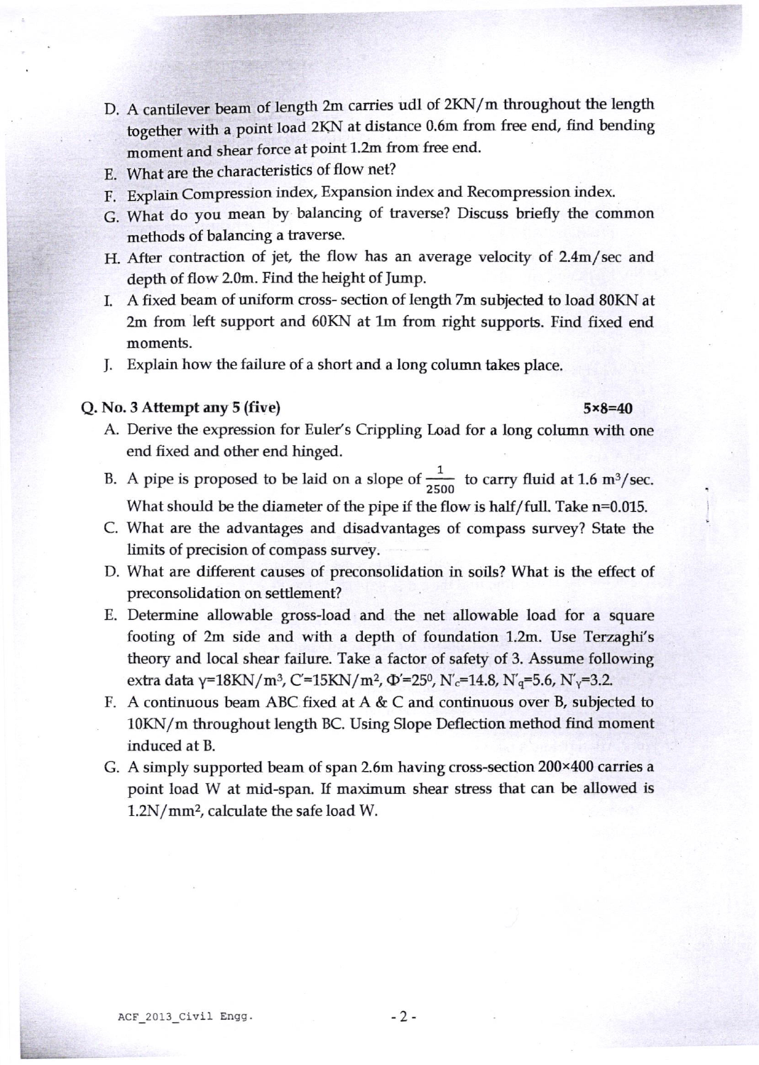D. A cantilever beam of length 2m carries udl of 2KN/m throughout the length together with a point load 2KN at distance 0.6m from free end, find bending moment and shear force at point 1.2m from free end.

E. What are the characteristics of flow net?

F. Explain Compression index, Expansion index and Recompression index.

G. What do you mean by balancing of traverse? Discuss briefly the common methods of balancing a traverse.

H. After contraction of jet, the flow has an average velocity of 2.4m/sec and depth of flow 2.0m. Find the height of Jump.

I. A fixed beam of uniform cross- section of length 7m subjected to load 80KN at 2m from left support and 60KN at 1m from right supports. Find fixed end moments.

J. Explain how the failure of a short and a long column takes place.

**Q. No. 3 Attempt any 5 (five)** **5×8=40**

A. Derive the expression for Euler's Crippling Load for a long column with one end fixed and other end hinged.

B. A pipe is proposed to be laid on a slope of $\frac{1}{2500}$ to carry fluid at 1.6 $m^3$/sec. What should be the diameter of the pipe if the flow is half/full. Take n=0.015.

C. What are the advantages and disadvantages of compass survey? State the limits of precision of compass survey.

D. What are different causes of preconsolidation in soils? What is the effect of preconsolidation on settlement?

E. Determine allowable gross-load and the net allowable load for a square footing of 2m side and with a depth of foundation 1.2m. Use Terzaghi's theory and local shear failure. Take a factor of safety of 3. Assume following extra data $\gamma$=18KN/$m^3$, C'=15KN/$m^2$, $\Phi'$=25$^0$, $N'_c$=14.8, $N'_q$=5.6, $N'_\gamma$=3.2.

F. A continuous beam ABC fixed at A & C and continuous over B, subjected to 10KN/m throughout length BC. Using Slope Deflection method find moment induced at B.

G. A simply supported beam of span 2.6m having cross-section 200×400 carries a point load W at mid-span. If maximum shear stress that can be allowed is 1.2N/$mm^2$, calculate the safe load W.